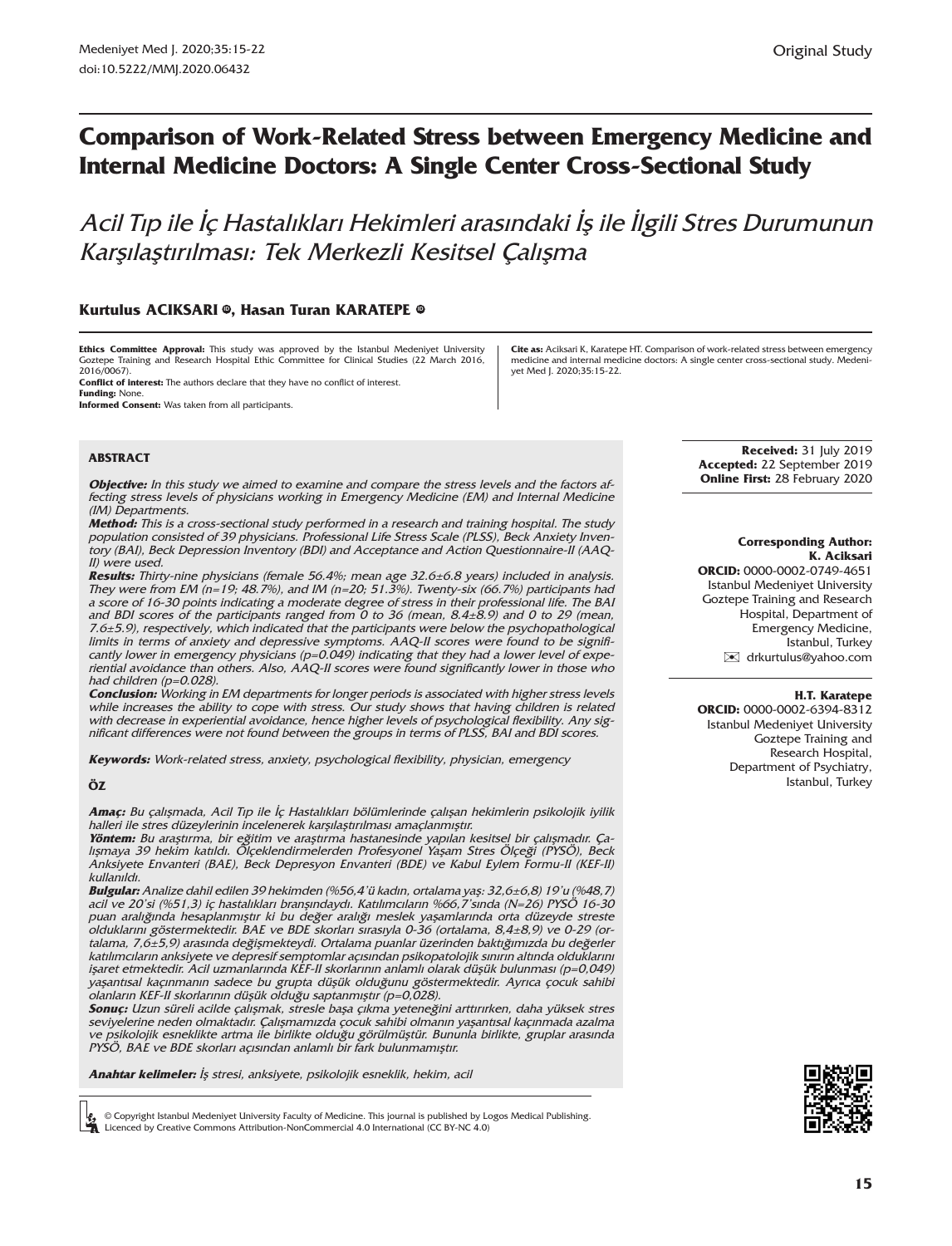Original Study

# Comparison of Work-Related Stress between Emergency Medicine and Internal Medicine Doctors: A Single Center Cross-Sectional Study

## *Acil Tıp ile İç Hastalıkları Hekimleri arasındaki İş ile İlgili Stres Durumunun Karşılaştırılması: Tek Merkezli Kesitsel Çalışma*

**Kurtulus ACIKSARI, Hasan Turan KARATEPE**

**Ethics Committee Approval:** This study was approved by the Istanbul Medeniyet University Goztepe Training and Research Hospital Ethic Committee for Clinical Studies (22 March 2016, 2016/0067).
**Conflict of interest:** The authors declare that they have no conflict of interest.
**Funding:** None.
**Informed Consent:** Was taken from all participants.

**Cite as:** Aciksari K, Karatepe HT. Comparison of work-related stress between emergency medicine and internal medicine doctors: A single center cross-sectional study. Medeniyet Med J. 2020;35:15-22.

**Received:** 31 July 2019
**Accepted:** 22 September 2019
**Online First:** 28 February 2020

### ABSTRACT

***Objective:*** *In this study we aimed to examine and compare the stress levels and the factors affecting stress levels of physicians working in Emergency Medicine (EM) and Internal Medicine (IM) Departments.*
***Method:*** *This is a cross-sectional study performed in a research and training hospital. The study population consisted of 39 physicians. Professional Life Stress Scale (PLSS), Beck Anxiety Inventory (BAI), Beck Depression Inventory (BDI) and Acceptance and Action Questionnaire-II (AAQ-II) were used.*
***Results:*** *Thirty-nine physicians (female 56.4%; mean age 32.6±6.8 years) included in analysis. They were from EM (n=19; 48.7%), and IM (n=20; 51.3%). Twenty-six (66.7%) participants had a score of 16-30 points indicating a moderate degree of stress in their professional life. The BAI and BDI scores of the participants ranged from 0 to 36 (mean, 8.4±8.9) and 0 to 29 (mean, 7.6±5.9), respectively, which indicated that the participants were below the psychopathological limits in terms of anxiety and depressive symptoms. AAQ-II scores were found to be significantly lower in emergency physicians (p=0.049) indicating that they had a lower level of experiential avoidance than others. Also, AAQ-II scores were found significantly lower in those who had children (p=0.028).*
***Conclusion:*** *Working in EM departments for longer periods is associated with higher stress levels while increases the ability to cope with stress. Our study shows that having children is related with decrease in experiential avoidance, hence higher levels of psychological flexibility. Any significant differences were not found between the groups in terms of PLSS, BAI and BDI scores.*

***Keywords:*** *Work-related stress, anxiety, psychological flexibility, physician, emergency*

### ÖZ

***Amaç:*** *Bu çalışmada, Acil Tıp ile İç Hastalıkları bölümlerinde çalışan hekimlerin psikolojik iyilik halleri ile stres düzeylerinin incelenerek karşılaştırılması amaçlanmıştır.*
***Yöntem:*** *Bu araştırma, bir eğitim ve araştırma hastanesinde yapılan kesitsel bir çalışmadır. Çalışmaya 39 hekim katıldı. Ölçeklendirmelerden Profesyonel Yaşam Stres Ölçeği (PYSÖ), Beck Anksiyete Envanteri (BAE), Beck Depresyon Envanteri (BDE) ve Kabul Eylem Formu-II (KEF-II) kullanıldı.*
***Bulgular:*** *Analize dahil edilen 39 hekimden (%56,4'ü kadın, ortalama yaş: 32,6±6,8) 19'u (%48,7) acil ve 20'si (%51,3) iç hastalıkları branşındaydı. Katılımcıların %66,7'sında (N=26) PYSÖ 16-30 puan aralığında hesaplanmıştır ki bu değer aralığı meslek yaşamlarında orta düzeyde streste olduklarını göstermektedir. BAE ve BDE skorları sırasıyla 0-36 (ortalama, 8,4±8,9) ve 0-29 (ortalama, 7,6±5,9) arasında değişmekteydi. Ortalama puanlar üzerinden baktığımızda bu değerler katılımcıların anksiyete ve depresif semptomlar açısından psikopatolojik sınırın altında olduklarını işaret etmektedir. Acil uzmanlarında KEF-II skorlarının anlamlı olarak düşük bulunması (p=0,049) yaşantısal kaçınmanın sadece bu grupta düşük olduğunu göstermektedir. Ayrıca çocuk sahibi olanların KEF-II skorlarının düşük olduğu saptanmıştır (p=0,028).*
***Sonuç:*** *Uzun süreli acilde çalışmak, stresle başa çıkma yeteneğini arttırırken, daha yüksek stres seviyelerine neden olmaktadır. Çalışmamızda çocuk sahibi olmanın yaşantısal kaçınmada azalma ve psikolojik esneklikte artma ile birlikte olduğu görülmüştür. Bununla birlikte, gruplar arasında PYSÖ, BAE ve BDE skorları açısından anlamlı bir fark bulunmamıştır.*

***Anahtar kelimeler:*** *İş stresi, anksiyete, psikolojik esneklik, hekim, acil*

**Corresponding Author:**
**K. Aciksari**
**ORCID:** 0000-0002-0749-4651
Istanbul Medeniyet University Goztepe Training and Research Hospital, Department of Emergency Medicine, Istanbul, Turkey
drkurtulus@yahoo.com

**H.T. Karatepe**
**ORCID:** 0000-0002-6394-8312
Istanbul Medeniyet University Goztepe Training and Research Hospital, Department of Psychiatry, Istanbul, Turkey

© Copyright Istanbul Medeniyet University Faculty of Medicine. This journal is published by Logos Medical Publishing.
Licenced by Creative Commons Attribution-NonCommercial 4.0 International (CC BY-NC 4.0)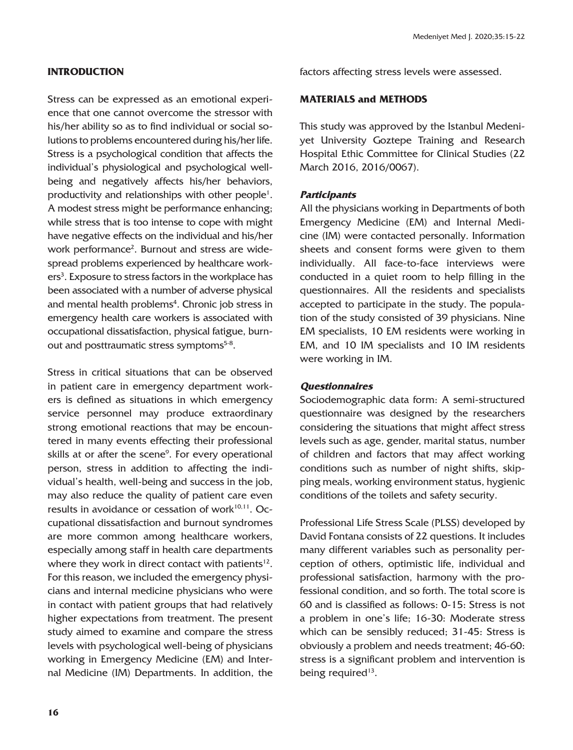## INTRODUCTION

Stress can be expressed as an emotional experience that one cannot overcome the stressor with his/her ability so as to find individual or social solutions to problems encountered during his/her life. Stress is a psychological condition that affects the individual's physiological and psychological wellbeing and negatively affects his/her behaviors, productivity and relationships with other people[1]. A modest stress might be performance enhancing; while stress that is too intense to cope with might have negative effects on the individual and his/her work performance[2]. Burnout and stress are widespread problems experienced by healthcare workers[3]. Exposure to stress factors in the workplace has been associated with a number of adverse physical and mental health problems[4]. Chronic job stress in emergency health care workers is associated with occupational dissatisfaction, physical fatigue, burnout and posttraumatic stress symptoms[5-8].

Stress in critical situations that can be observed in patient care in emergency department workers is defined as situations in which emergency service personnel may produce extraordinary strong emotional reactions that may be encountered in many events effecting their professional skills at or after the scene[9]. For every operational person, stress in addition to affecting the individual's health, well-being and success in the job, may also reduce the quality of patient care even results in avoidance or cessation of work[10,11]. Occupational dissatisfaction and burnout syndromes are more common among healthcare workers, especially among staff in health care departments where they work in direct contact with patients[12]. For this reason, we included the emergency physicians and internal medicine physicians who were in contact with patient groups that had relatively higher expectations from treatment. The present study aimed to examine and compare the stress levels with psychological well-being of physicians working in Emergency Medicine (EM) and Internal Medicine (IM) Departments. In addition, the factors affecting stress levels were assessed.

## MATERIALS and METHODS

This study was approved by the Istanbul Medeniyet University Goztepe Training and Research Hospital Ethic Committee for Clinical Studies (22 March 2016, 2016/0067).

### *Participants*

All the physicians working in Departments of both Emergency Medicine (EM) and Internal Medicine (IM) were contacted personally. Information sheets and consent forms were given to them individually. All face-to-face interviews were conducted in a quiet room to help filling in the questionnaires. All the residents and specialists accepted to participate in the study. The population of the study consisted of 39 physicians. Nine EM specialists, 10 EM residents were working in EM, and 10 IM specialists and 10 IM residents were working in IM.

### *Questionnaires*

Sociodemographic data form: A semi-structured questionnaire was designed by the researchers considering the situations that might affect stress levels such as age, gender, marital status, number of children and factors that may affect working conditions such as number of night shifts, skipping meals, working environment status, hygienic conditions of the toilets and safety security.

Professional Life Stress Scale (PLSS) developed by David Fontana consists of 22 questions. It includes many different variables such as personality perception of others, optimistic life, individual and professional satisfaction, harmony with the professional condition, and so forth. The total score is 60 and is classified as follows: 0-15: Stress is not a problem in one's life; 16-30: Moderate stress which can be sensibly reduced; 31-45: Stress is obviously a problem and needs treatment; 46-60: stress is a significant problem and intervention is being required[13].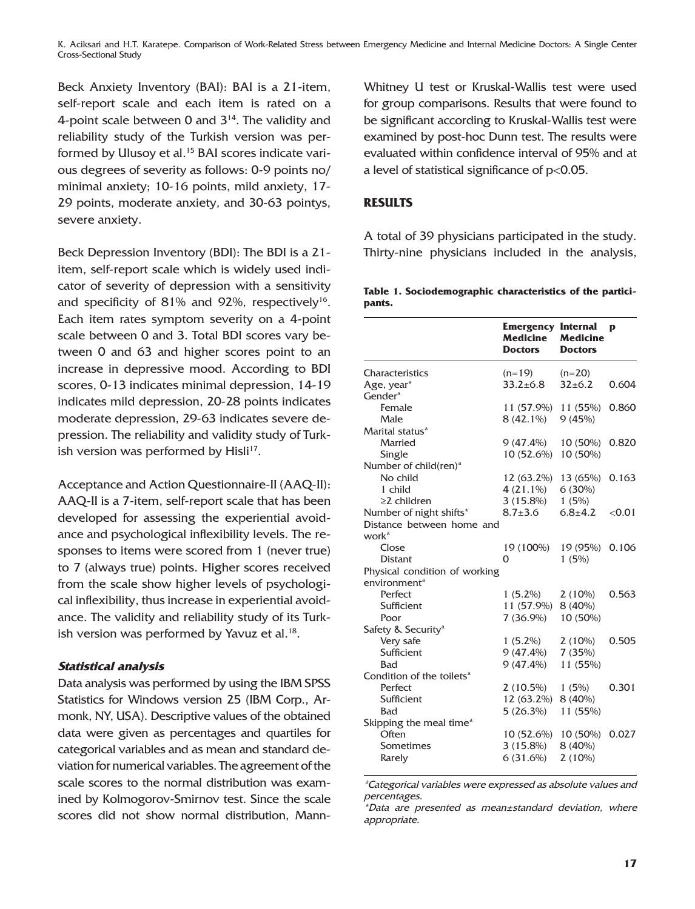Beck Anxiety Inventory (BAI): BAI is a 21-item, self-report scale and each item is rated on a 4-point scale between 0 and 3[14]. The validity and reliability study of the Turkish version was performed by Ulusoy et al.[15] BAI scores indicate various degrees of severity as follows: 0-9 points no/minimal anxiety; 10-16 points, mild anxiety, 17-29 points, moderate anxiety, and 30-63 pointys, severe anxiety.

Beck Depression Inventory (BDI): The BDI is a 21-item, self-report scale which is widely used indicator of severity of depression with a sensitivity and specificity of 81% and 92%, respectively[16]. Each item rates symptom severity on a 4-point scale between 0 and 3. Total BDI scores vary between 0 and 63 and higher scores point to an increase in depressive mood. According to BDI scores, 0-13 indicates minimal depression, 14-19 indicates mild depression, 20-28 points indicates moderate depression, 29-63 indicates severe depression. The reliability and validity study of Turkish version was performed by Hisli[17].

Acceptance and Action Questionnaire-II (AAQ-II): AAQ-II is a 7-item, self-report scale that has been developed for assessing the experiential avoidance and psychological inflexibility levels. The responses to items were scored from 1 (never true) to 7 (always true) points. Higher scores received from the scale show higher levels of psychological inflexibility, thus increase in experiential avoidance. The validity and reliability study of its Turkish version was performed by Yavuz et al.[18].

### *Statistical analysis*

Data analysis was performed by using the IBM SPSS Statistics for Windows version 25 (IBM Corp., Armonk, NY, USA). Descriptive values of the obtained data were given as percentages and quartiles for categorical variables and as mean and standard deviation for numerical variables. The agreement of the scale scores to the normal distribution was examined by Kolmogorov-Smirnov test. Since the scale scores did not show normal distribution, Mann-Whitney U test or Kruskal-Wallis test were used for group comparisons. Results that were found to be significant according to Kruskal-Wallis test were examined by post-hoc Dunn test. The results were evaluated within confidence interval of 95% and at a level of statistical significance of $p<0.05$.

## RESULTS

A total of 39 physicians participated in the study. Thirty-nine physicians included in the analysis,

**Table 1. Sociodemographic characteristics of the participants.**

| | Emergency Medicine Doctors | Internal Medicine Doctors | p |
|---|---|---|---|
| Characteristics | (n=19) | (n=20) | |
| Age, year* | 33.2±6.8 | 32±6.2 | 0.604 |
| Gender[a] | | | |
| Female | 11 (57.9%) | 11 (55%) | 0.860 |
| Male | 8 (42.1%) | 9 (45%) | |
| Marital status[a] | | | |
| Married | 9 (47.4%) | 10 (50%) | 0.820 |
| Single | 10 (52.6%) | 10 (50%) | |
| Number of child(ren)[a] | | | |
| No child | 12 (63.2%) | 13 (65%) | 0.163 |
| 1 child | 4 (21.1%) | 6 (30%) | |
| ≥2 children | 3 (15.8%) | 1 (5%) | |
| Number of night shifts* | 8.7±3.6 | 6.8±4.2 | <0.01 |
| Distance between home and work[a] | | | |
| Close | 19 (100%) | 19 (95%) | 0.106 |
| Distant | 0 | 1 (5%) | |
| Physical condition of working environment[a] | | | |
| Perfect | 1 (5.2%) | 2 (10%) | 0.563 |
| Sufficient | 11 (57.9%) | 8 (40%) | |
| Poor | 7 (36.9%) | 10 (50%) | |
| Safety & Security[a] | | | |
| Very safe | 1 (5.2%) | 2 (10%) | 0.505 |
| Sufficient | 9 (47.4%) | 7 (35%) | |
| Bad | 9 (47.4%) | 11 (55%) | |
| Condition of the toilets[a] | | | |
| Perfect | 2 (10.5%) | 1 (5%) | 0.301 |
| Sufficient | 12 (63.2%) | 8 (40%) | |
| Bad | 5 (26.3%) | 11 (55%) | |
| Skipping the meal time[a] | | | |
| Often | 10 (52.6%) | 10 (50%) | 0.027 |
| Sometimes | 3 (15.8%) | 8 (40%) | |
| Rarely | 6 (31.6%) | 2 (10%) | |

[a]*Categorical variables were expressed as absolute values and percentages.*

**Data are presented as mean±standard deviation, where appropriate.*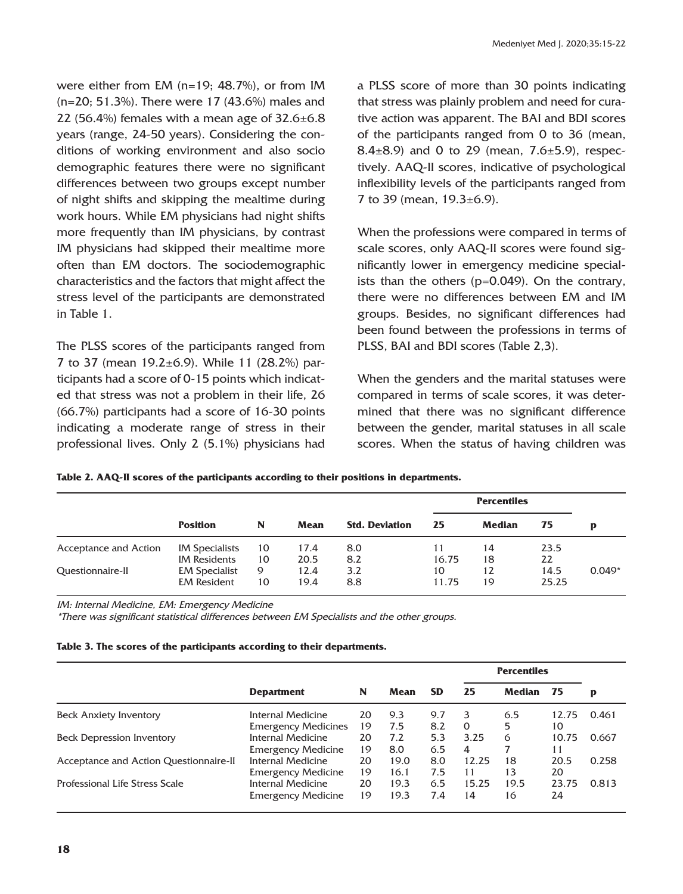were either from EM (n=19; 48.7%), or from IM (n=20; 51.3%). There were 17 (43.6%) males and 22 (56.4%) females with a mean age of 32.6±6.8 years (range, 24-50 years). Considering the conditions of working environment and also socio demographic features there were no significant differences between two groups except number of night shifts and skipping the mealtime during work hours. While EM physicians had night shifts more frequently than IM physicians, by contrast IM physicians had skipped their mealtime more often than EM doctors. The sociodemographic characteristics and the factors that might affect the stress level of the participants are demonstrated in Table 1.

The PLSS scores of the participants ranged from 7 to 37 (mean 19.2±6.9). While 11 (28.2%) participants had a score of 0-15 points which indicated that stress was not a problem in their life, 26 (66.7%) participants had a score of 16-30 points indicating a moderate range of stress in their professional lives. Only 2 (5.1%) physicians had a PLSS score of more than 30 points indicating that stress was plainly problem and need for curative action was apparent. The BAI and BDI scores of the participants ranged from 0 to 36 (mean, 8.4±8.9) and 0 to 29 (mean, 7.6±5.9), respectively. AAQ-II scores, indicative of psychological inflexibility levels of the participants ranged from 7 to 39 (mean, 19.3±6.9).

When the professions were compared in terms of scale scores, only AAQ-II scores were found significantly lower in emergency medicine specialists than the others (p=0.049). On the contrary, there were no differences between EM and IM groups. Besides, no significant differences had been found between the professions in terms of PLSS, BAI and BDI scores (Table 2,3).

When the genders and the marital statuses were compared in terms of scale scores, it was determined that there was no significant difference between the gender, marital statuses in all scale scores. When the status of having children was

**Table 2. AAQ-II scores of the participants according to their positions in departments.**

| | | | | | Percentiles | | | |
|---|---|---|---|---|---|---|---|---|
| | **Position** | **N** | **Mean** | **Std. Deviation** | **25** | **Median** | **75** | **p** |
| Acceptance and Action Questionnaire-II | IM Specialists | 10 | 17.4 | 8.0 | 11 | 14 | 23.5 | 0.049* |
| | IM Residents | 10 | 20.5 | 8.2 | 16.75 | 18 | 22 | |
| | EM Specialist | 9 | 12.4 | 3.2 | 10 | 12 | 14.5 | |
| | EM Resident | 10 | 19.4 | 8.8 | 11.75 | 19 | 25.25 | |

*IM: Internal Medicine, EM: Emergency Medicine*

*\*There was significant statistical differences between EM Specialists and the other groups.*

**Table 3. The scores of the participants according to their departments.**

| | | | | | Percentiles | | | |
|---|---|---|---|---|---|---|---|---|
| | **Department** | **N** | **Mean** | **SD** | **25** | **Median** | **75** | **p** |
| Beck Anxiety Inventory | Internal Medicine | 20 | 9.3 | 9.7 | 3 | 6.5 | 12.75 | 0.461 |
| | Emergency Medicines | 19 | 7.5 | 8.2 | 0 | 5 | 10 | |
| Beck Depression Inventory | Internal Medicine | 20 | 7.2 | 5.3 | 3.25 | 6 | 10.75 | 0.667 |
| | Emergency Medicine | 19 | 8.0 | 6.5 | 4 | 7 | 11 | |
| Acceptance and Action Questionnaire-II | Internal Medicine | 20 | 19.0 | 8.0 | 12.25 | 18 | 20.5 | 0.258 |
| | Emergency Medicine | 19 | 16.1 | 7.5 | 11 | 13 | 20 | |
| Professional Life Stress Scale | Internal Medicine | 20 | 19.3 | 6.5 | 15.25 | 19.5 | 23.75 | 0.813 |
| | Emergency Medicine | 19 | 19.3 | 7.4 | 14 | 16 | 24 | |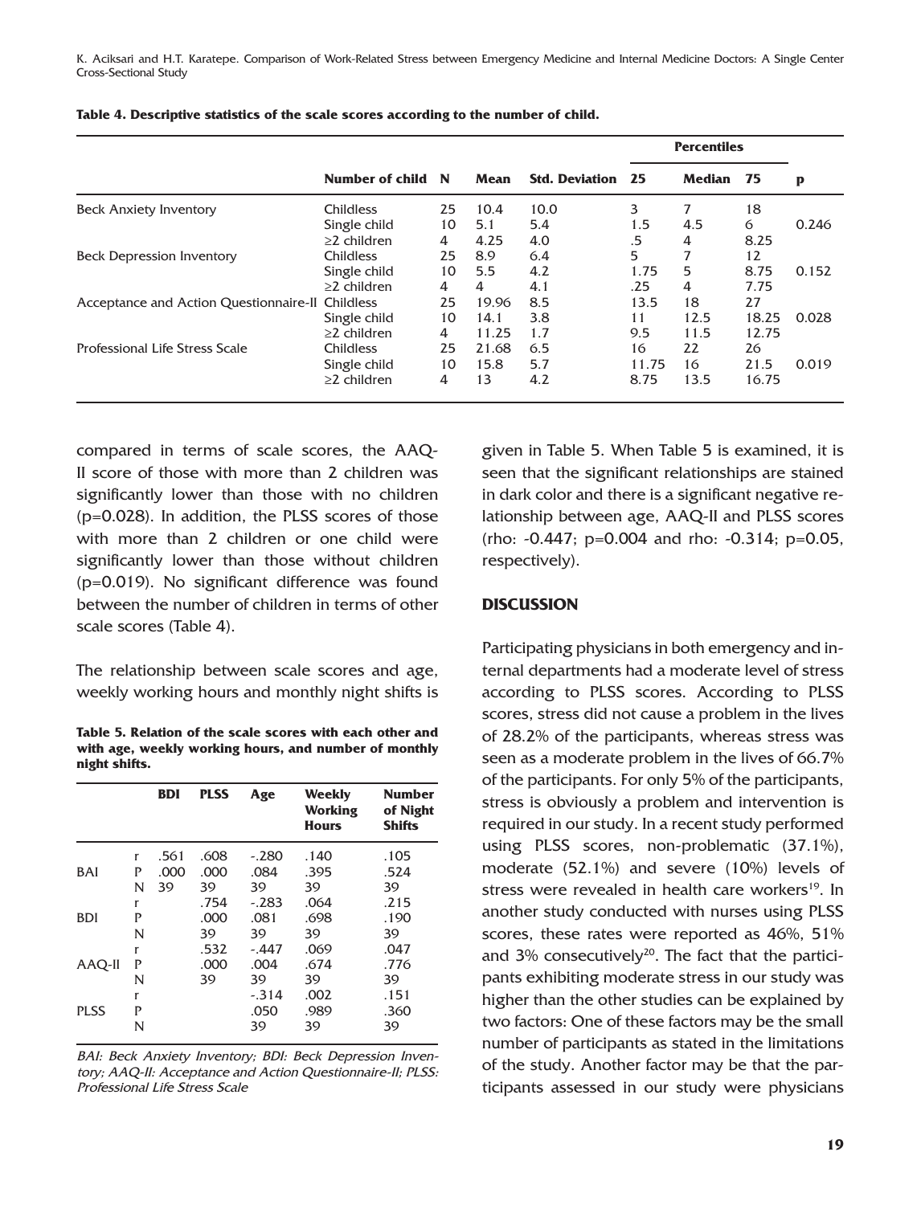**Table 4. Descriptive statistics of the scale scores according to the number of child.**

| | Number of child | N | Mean | Std. Deviation | Percentiles | | | p |
|---|---|---|---|---|---|---|---|---|
| | | | | | 25 | Median | 75 | |
| Beck Anxiety Inventory | Childless | 25 | 10.4 | 10.0 | 3 | 7 | 18 | |
| | Single child | 10 | 5.1 | 5.4 | 1.5 | 4.5 | 6 | 0.246 |
| | ≥2 children | 4 | 4.25 | 4.0 | .5 | 4 | 8.25 | |
| Beck Depression Inventory | Childless | 25 | 8.9 | 6.4 | 5 | 7 | 12 | |
| | Single child | 10 | 5.5 | 4.2 | 1.75 | 5 | 8.75 | 0.152 |
| | ≥2 children | 4 | 4 | 4.1 | .25 | 4 | 7.75 | |
| Acceptance and Action Questionnaire-II | Childless | 25 | 19.96 | 8.5 | 13.5 | 18 | 27 | |
| | Single child | 10 | 14.1 | 3.8 | 11 | 12.5 | 18.25 | 0.028 |
| | ≥2 children | 4 | 11.25 | 1.7 | 9.5 | 11.5 | 12.75 | |
| Professional Life Stress Scale | Childless | 25 | 21.68 | 6.5 | 16 | 22 | 26 | |
| | Single child | 10 | 15.8 | 5.7 | 11.75 | 16 | 21.5 | 0.019 |
| | ≥2 children | 4 | 13 | 4.2 | 8.75 | 13.5 | 16.75 | |

compared in terms of scale scores, the AAQ-II score of those with more than 2 children was significantly lower than those with no children (p=0.028). In addition, the PLSS scores of those with more than 2 children or one child were significantly lower than those without children (p=0.019). No significant difference was found between the number of children in terms of other scale scores (Table 4).

The relationship between scale scores and age, weekly working hours and monthly night shifts is given in Table 5. When Table 5 is examined, it is seen that the significant relationships are stained in dark color and there is a significant negative relationship between age, AAQ-II and PLSS scores (rho: -0.447; p=0.004 and rho: -0.314; p=0.05, respectively).

**Table 5. Relation of the scale scores with each other and with age, weekly working hours, and number of monthly night shifts.**

| | | BDI | PLSS | Age | Weekly Working Hours | Number of Night Shifts |
|---|---|---|---|---|---|---|
| BAI | r | .561 | .608 | -.280 | .140 | .105 |
| | P | .000 | .000 | .084 | .395 | .524 |
| | N | 39 | 39 | 39 | 39 | 39 |
| BDI | r | | .754 | -.283 | .064 | .215 |
| | P | | .000 | .081 | .698 | .190 |
| | N | | 39 | 39 | 39 | 39 |
| AAQ-II | r | | .532 | -.447 | .069 | .047 |
| | P | | .000 | .004 | .674 | .776 |
| | N | | 39 | 39 | 39 | 39 |
| PLSS | r | | | -.314 | .002 | .151 |
| | P | | | .050 | .989 | .360 |
| | N | | | 39 | 39 | 39 |

*BAI: Beck Anxiety Inventory; BDI: Beck Depression Inventory; AAQ-II: Acceptance and Action Questionnaire-II; PLSS: Professional Life Stress Scale*

## DISCUSSION

Participating physicians in both emergency and internal departments had a moderate level of stress according to PLSS scores. According to PLSS scores, stress did not cause a problem in the lives of 28.2% of the participants, whereas stress was seen as a moderate problem in the lives of 66.7% of the participants. For only 5% of the participants, stress is obviously a problem and intervention is required in our study. In a recent study performed using PLSS scores, non-problematic (37.1%), moderate (52.1%) and severe (10%) levels of stress were revealed in health care workers[19]. In another study conducted with nurses using PLSS scores, these rates were reported as 46%, 51% and 3% consecutively[20]. The fact that the participants exhibiting moderate stress in our study was higher than the other studies can be explained by two factors: One of these factors may be the small number of participants as stated in the limitations of the study. Another factor may be that the participants assessed in our study were physicians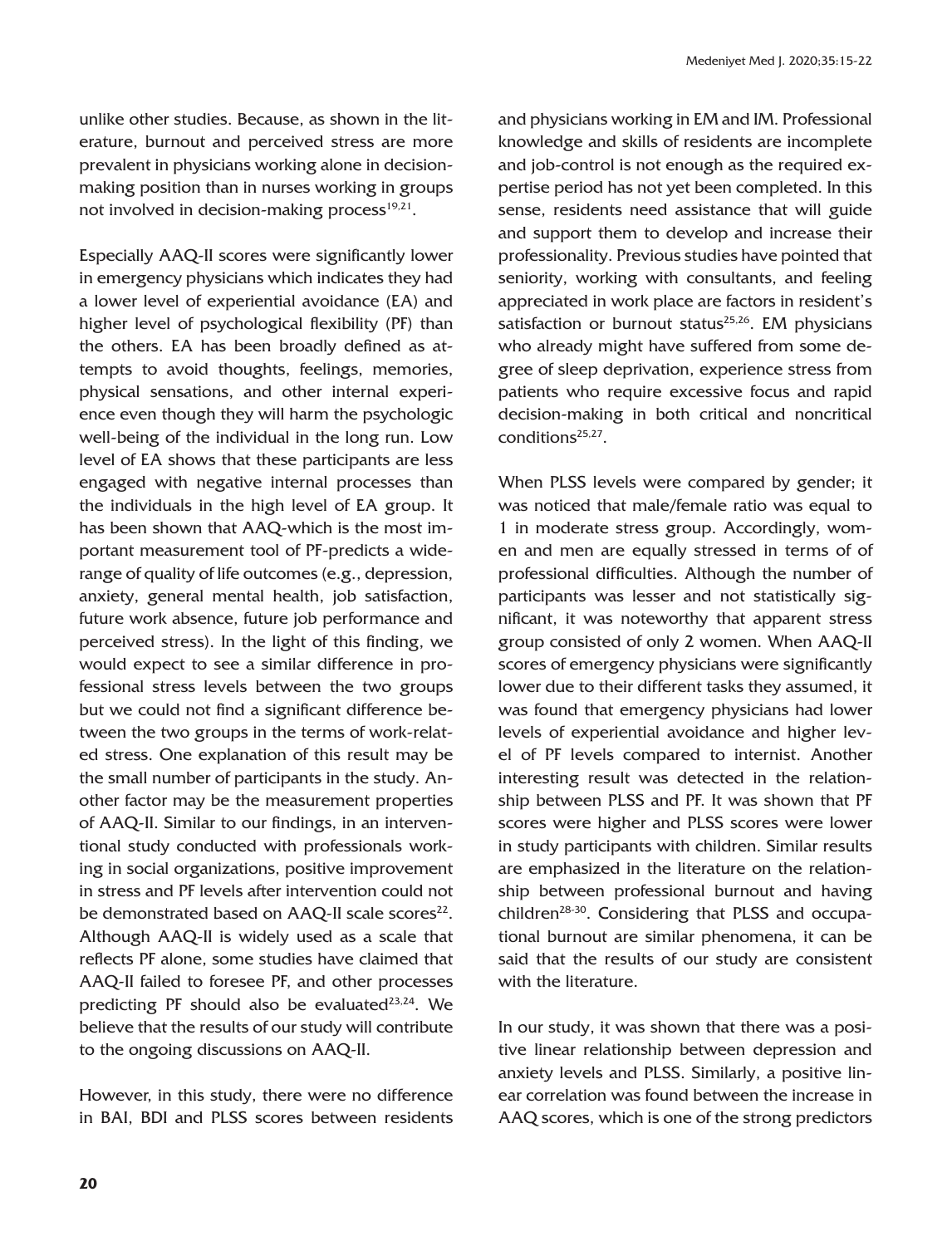unlike other studies. Because, as shown in the literature, burnout and perceived stress are more prevalent in physicians working alone in decision-making position than in nurses working in groups not involved in decision-making process[19,21].

Especially AAQ-II scores were significantly lower in emergency physicians which indicates they had a lower level of experiential avoidance (EA) and higher level of psychological flexibility (PF) than the others. EA has been broadly defined as attempts to avoid thoughts, feelings, memories, physical sensations, and other internal experience even though they will harm the psychologic well-being of the individual in the long run. Low level of EA shows that these participants are less engaged with negative internal processes than the individuals in the high level of EA group. It has been shown that AAQ-which is the most important measurement tool of PF-predicts a wide-range of quality of life outcomes (e.g., depression, anxiety, general mental health, job satisfaction, future work absence, future job performance and perceived stress). In the light of this finding, we would expect to see a similar difference in professional stress levels between the two groups but we could not find a significant difference between the two groups in the terms of work-related stress. One explanation of this result may be the small number of participants in the study. Another factor may be the measurement properties of AAQ-II. Similar to our findings, in an interventional study conducted with professionals working in social organizations, positive improvement in stress and PF levels after intervention could not be demonstrated based on AAQ-II scale scores[22]. Although AAQ-II is widely used as a scale that reflects PF alone, some studies have claimed that AAQ-II failed to foresee PF, and other processes predicting PF should also be evaluated[23,24]. We believe that the results of our study will contribute to the ongoing discussions on AAQ-II.

However, in this study, there were no difference in BAI, BDI and PLSS scores between residents and physicians working in EM and IM. Professional knowledge and skills of residents are incomplete and job-control is not enough as the required expertise period has not yet been completed. In this sense, residents need assistance that will guide and support them to develop and increase their professionality. Previous studies have pointed that seniority, working with consultants, and feeling appreciated in work place are factors in resident's satisfaction or burnout status[25,26]. EM physicians who already might have suffered from some degree of sleep deprivation, experience stress from patients who require excessive focus and rapid decision-making in both critical and noncritical conditions[25,27].

When PLSS levels were compared by gender; it was noticed that male/female ratio was equal to 1 in moderate stress group. Accordingly, women and men are equally stressed in terms of of professional difficulties. Although the number of participants was lesser and not statistically significant, it was noteworthy that apparent stress group consisted of only 2 women. When AAQ-II scores of emergency physicians were significantly lower due to their different tasks they assumed, it was found that emergency physicians had lower levels of experiential avoidance and higher level of PF levels compared to internist. Another interesting result was detected in the relationship between PLSS and PF. It was shown that PF scores were higher and PLSS scores were lower in study participants with children. Similar results are emphasized in the literature on the relationship between professional burnout and having children[28-30]. Considering that PLSS and occupational burnout are similar phenomena, it can be said that the results of our study are consistent with the literature.

In our study, it was shown that there was a positive linear relationship between depression and anxiety levels and PLSS. Similarly, a positive linear correlation was found between the increase in AAQ scores, which is one of the strong predictors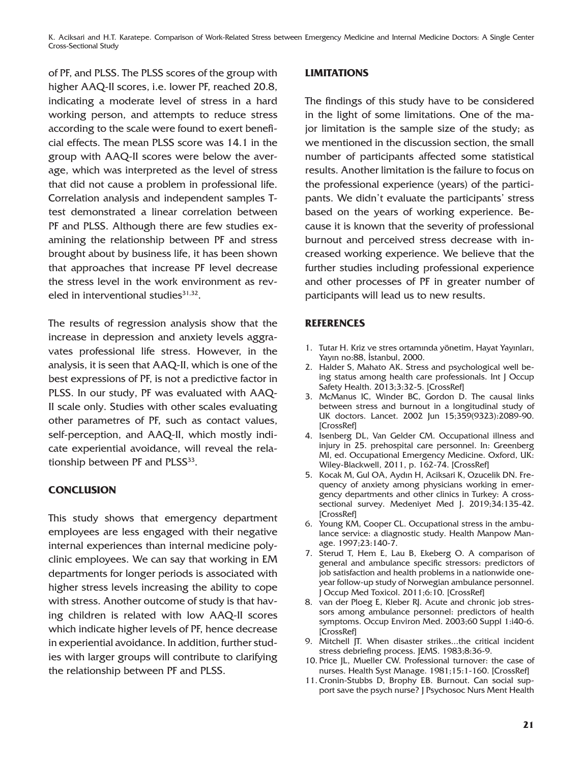of PF, and PLSS. The PLSS scores of the group with higher AAQ-II scores, i.e. lower PF, reached 20.8, indicating a moderate level of stress in a hard working person, and attempts to reduce stress according to the scale were found to exert beneficial effects. The mean PLSS score was 14.1 in the group with AAQ-II scores were below the average, which was interpreted as the level of stress that did not cause a problem in professional life. Correlation analysis and independent samples T-test demonstrated a linear correlation between PF and PLSS. Although there are few studies examining the relationship between PF and stress brought about by business life, it has been shown that approaches that increase PF level decrease the stress level in the work environment as reveled in interventional studies[31,32].

The results of regression analysis show that the increase in depression and anxiety levels aggravates professional life stress. However, in the analysis, it is seen that AAQ-II, which is one of the best expressions of PF, is not a predictive factor in PLSS. In our study, PF was evaluated with AAQ-II scale only. Studies with other scales evaluating other parametres of PF, such as contact values, self-perception, and AAQ-II, which mostly indicate experiential avoidance, will reveal the relationship between PF and PLSS[33].

## CONCLUSION

This study shows that emergency department employees are less engaged with their negative internal experiences than internal medicine polyclinic employees. We can say that working in EM departments for longer periods is associated with higher stress levels increasing the ability to cope with stress. Another outcome of study is that having children is related with low AAQ-II scores which indicate higher levels of PF, hence decrease in experiential avoidance. In addition, further studies with larger groups will contribute to clarifying the relationship between PF and PLSS.

## LIMITATIONS

The findings of this study have to be considered in the light of some limitations. One of the major limitation is the sample size of the study; as we mentioned in the discussion section, the small number of participants affected some statistical results. Another limitation is the failure to focus on the professional experience (years) of the participants. We didn't evaluate the participants' stress based on the years of working experience. Because it is known that the severity of professional burnout and perceived stress decrease with increased working experience. We believe that the further studies including professional experience and other processes of PF in greater number of participants will lead us to new results.

## REFERENCES

1. Tutar H. Kriz ve stres ortamında yönetim, Hayat Yayınları, Yayın no:88, İstanbul, 2000.
2. Halder S, Mahato AK. Stress and psychological well being status among health care professionals. Int J Occup Safety Health. 2013;3:32-5. [CrossRef]
3. McManus IC, Winder BC, Gordon D. The causal links between stress and burnout in a longitudinal study of UK doctors. Lancet. 2002 Jun 15;359(9323):2089-90. [CrossRef]
4. Isenberg DL, Van Gelder CM. Occupational illness and injury in 25. prehospital care personnel. In: Greenberg MI, ed. Occupational Emergency Medicine. Oxford, UK: Wiley-Blackwell, 2011, p. 162-74. [CrossRef]
5. Kocak M, Gul OA, Aydın H, Aciksari K, Ozucelik DN. Frequency of anxiety among physicians working in emergency departments and other clinics in Turkey: A cross-sectional survey. Medeniyet Med J. 2019;34:135-42. [CrossRef]
6. Young KM, Cooper CL. Occupational stress in the ambulance service: a diagnostic study. Health Manpow Manage. 1997;23:140-7.
7. Sterud T, Hem E, Lau B, Ekeberg O. A comparison of general and ambulance specific stressors: predictors of job satisfaction and health problems in a nationwide one-year follow-up study of Norwegian ambulance personnel. J Occup Med Toxicol. 2011;6:10. [CrossRef]
8. van der Ploeg E, Kleber RJ. Acute and chronic job stressors among ambulance personnel: predictors of health symptoms. Occup Environ Med. 2003;60 Suppl 1:i40-6. [CrossRef]
9. Mitchell JT. When disaster strikes...the critical incident stress debriefing process. JEMS. 1983;8:36-9.
10. Price JL, Mueller CW. Professional turnover: the case of nurses. Health Syst Manage. 1981;15:1-160. [CrossRef]
11. Cronin-Stubbs D, Brophy EB. Burnout. Can social support save the psych nurse? J Psychosoc Nurs Ment Health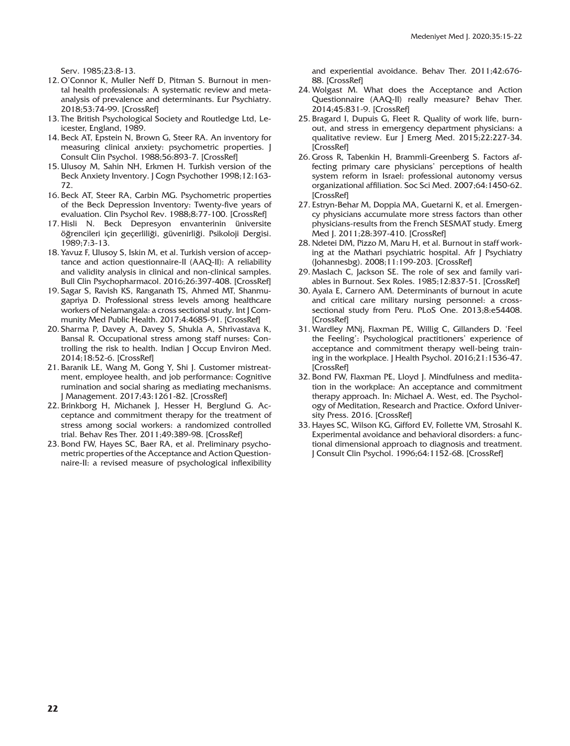Serv. 1985;23:8-13.

12. O'Connor K, Muller Neff D, Pitman S. Burnout in mental health professionals: A systematic review and meta-analysis of prevalence and determinants. Eur Psychiatry. 2018;53:74-99. [CrossRef]
13. The British Psychological Society and Routledge Ltd, Leicester, England, 1989.
14. Beck AT, Epstein N, Brown G, Steer RA. An inventory for measuring clinical anxiety: psychometric properties. J Consult Clin Psychol. 1988;56:893-7. [CrossRef]
15. Ulusoy M, Sahin NH, Erkmen H. Turkish version of the Beck Anxiety Inventory. J Cogn Psychother 1998;12:163-72.
16. Beck AT, Steer RA, Carbin MG. Psychometric properties of the Beck Depression Inventory: Twenty-five years of evaluation. Clin Psychol Rev. 1988;8:77-100. [CrossRef]
17. Hisli N. Beck Depresyon envanterinin üniversite öğrencileri için geçerliliği, güvenirliği. Psikoloji Dergisi. 1989;7:3-13.
18. Yavuz F, Ulusoy S, Iskin M, et al. Turkish version of acceptance and action questionnaire-II (AAQ-II): A reliability and validity analysis in clinical and non-clinical samples. Bull Clin Psychopharmacol. 2016;26:397-408. [CrossRef]
19. Sagar S, Ravish KS, Ranganath TS, Ahmed MT, Shanmugapriya D. Professional stress levels among healthcare workers of Nelamangala: a cross sectional study. Int J Community Med Public Health. 2017;4:4685-91. [CrossRef]
20. Sharma P, Davey A, Davey S, Shukla A, Shrivastava K, Bansal R. Occupational stress among staff nurses: Controlling the risk to health. Indian J Occup Environ Med. 2014;18:52-6. [CrossRef]
21. Baranik LE, Wang M, Gong Y, Shi J. Customer mistreatment, employee health, and job performance: Cognitive rumination and social sharing as mediating mechanisms. J Management. 2017;43:1261-82. [CrossRef]
22. Brinkborg H, Michanek J, Hesser H, Berglund G. Acceptance and commitment therapy for the treatment of stress among social workers: a randomized controlled trial. Behav Res Ther. 2011;49:389-98. [CrossRef]
23. Bond FW, Hayes SC, Baer RA, et al. Preliminary psychometric properties of the Acceptance and Action Questionnaire-II: a revised measure of psychological inflexibility and experiential avoidance. Behav Ther. 2011;42:676-88. [CrossRef]
24. Wolgast M. What does the Acceptance and Action Questionnaire (AAQ-II) really measure? Behav Ther. 2014;45:831-9. [CrossRef]
25. Bragard I, Dupuis G, Fleet R. Quality of work life, burnout, and stress in emergency department physicians: a qualitative review. Eur J Emerg Med. 2015;22:227-34. [CrossRef]
26. Gross R, Tabenkin H, Brammli-Greenberg S. Factors affecting primary care physicians' perceptions of health system reform in Israel: professional autonomy versus organizational affiliation. Soc Sci Med. 2007;64:1450-62. [CrossRef]
27. Estryn-Behar M, Doppia MA, Guetarni K, et al. Emergency physicians accumulate more stress factors than other physicians-results from the French SESMAT study. Emerg Med J. 2011;28:397-410. [CrossRef]
28. Ndetei DM, Pizzo M, Maru H, et al. Burnout in staff working at the Mathari psychiatric hospital. Afr J Psychiatry (Johannesbg). 2008;11:199-203. [CrossRef]
29. Maslach C, Jackson SE. The role of sex and family variables in Burnout. Sex Roles. 1985;12:837-51. [CrossRef]
30. Ayala E, Carnero AM. Determinants of burnout in acute and critical care military nursing personnel: a cross-sectional study from Peru. PLoS One. 2013;8:e54408. [CrossRef]
31. Wardley MNj, Flaxman PE, Willig C, Gillanders D. 'Feel the Feeling': Psychological practitioners' experience of acceptance and commitment therapy well-being training in the workplace. J Health Psychol. 2016;21:1536-47. [CrossRef]
32. Bond FW, Flaxman PE, Lloyd J. Mindfulness and meditation in the workplace: An acceptance and commitment therapy approach. In: Michael A. West, ed. The Psychology of Meditation, Research and Practice. Oxford University Press. 2016. [CrossRef]
33. Hayes SC, Wilson KG, Gifford EV, Follette VM, Strosahl K. Experimental avoidance and behavioral disorders: a functional dimensional approach to diagnosis and treatment. J Consult Clin Psychol. 1996;64:1152-68. [CrossRef]